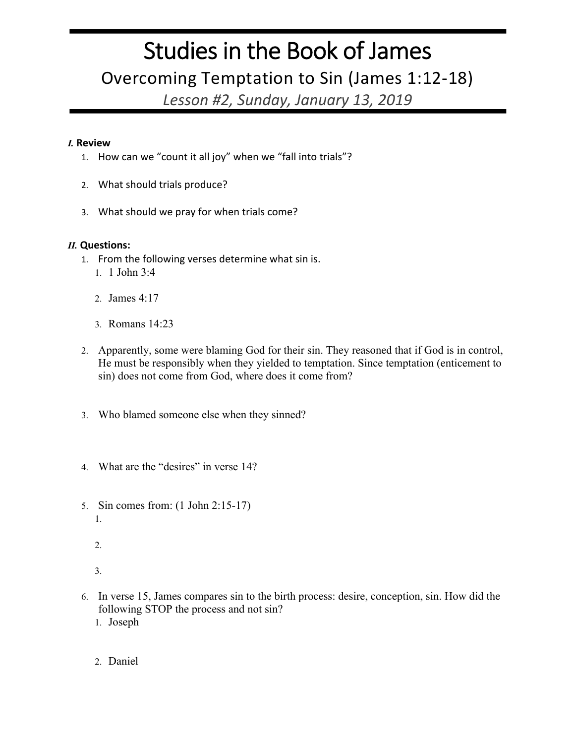# Studies in the Book of James

## Overcoming Temptation to Sin (James 1:12-18)

### *Lesson #2, Sunday, January 13, 2019*

***I.* Review**

1. How can we "count it all joy" when we "fall into trials"?
2. What should trials produce?
3. What should we pray for when trials come?

***II.* Questions:**

1. From the following verses determine what sin is.
   1. 1 John 3:4
   2. James 4:17
   3. Romans 14:23
2. Apparently, some were blaming God for their sin. They reasoned that if God is in control, He must be responsibly when they yielded to temptation. Since temptation (enticement to sin) does not come from God, where does it come from?
3. Who blamed someone else when they sinned?
4. What are the "desires" in verse 14?
5. Sin comes from: (1 John 2:15-17)
   1.
   2.
   3.
6. In verse 15, James compares sin to the birth process: desire, conception, sin. How did the following STOP the process and not sin?
   1. Joseph
   2. Daniel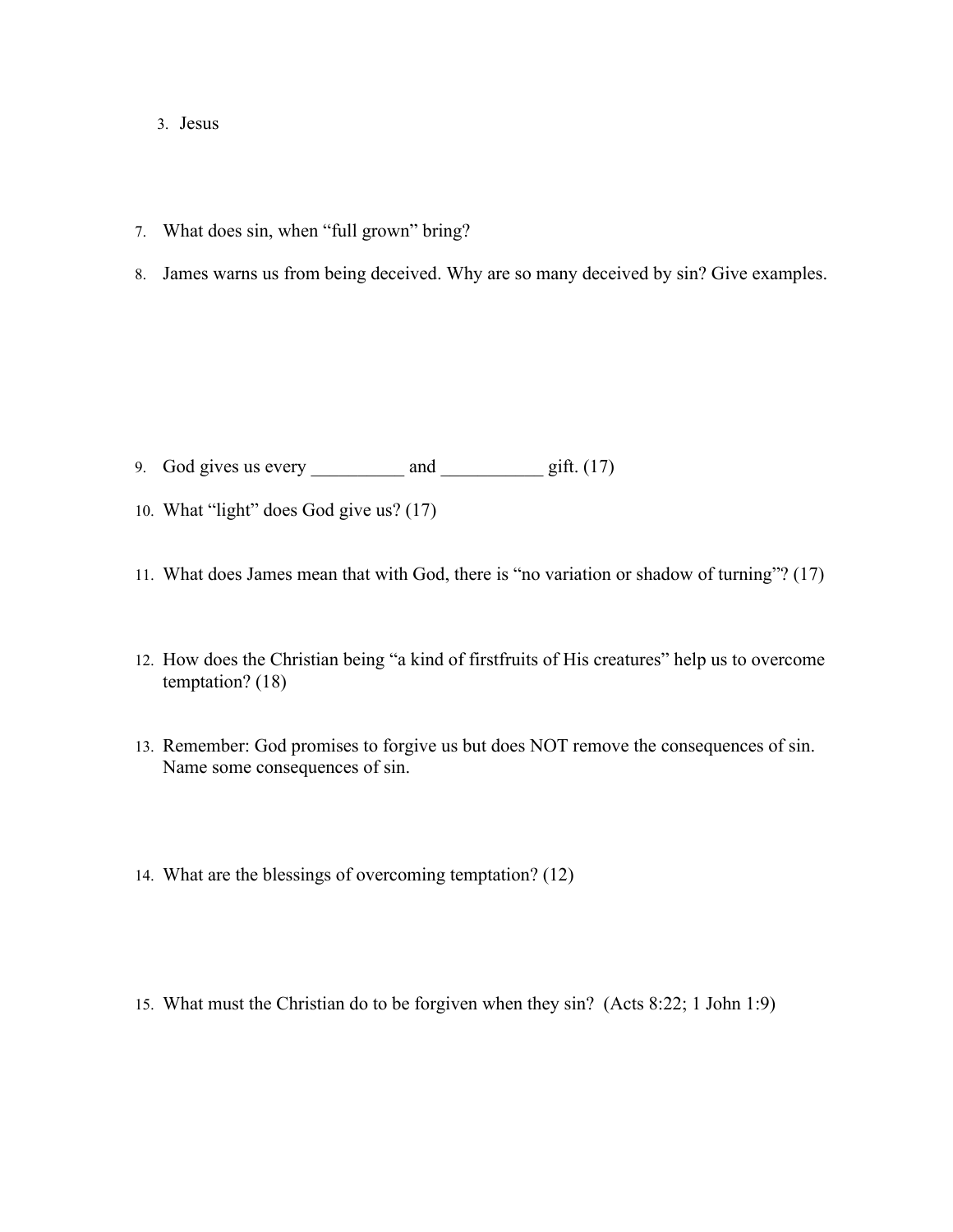3. Jesus

7. What does sin, when "full grown" bring?

8. James warns us from being deceived. Why are so many deceived by sin? Give examples.

9. God gives us every __________ and ___________ gift. (17)

10. What "light" does God give us? (17)

11. What does James mean that with God, there is "no variation or shadow of turning"? (17)

12. How does the Christian being "a kind of firstfruits of His creatures" help us to overcome temptation? (18)

13. Remember: God promises to forgive us but does NOT remove the consequences of sin. Name some consequences of sin.

14. What are the blessings of overcoming temptation? (12)

15. What must the Christian do to be forgiven when they sin? (Acts 8:22; 1 John 1:9)